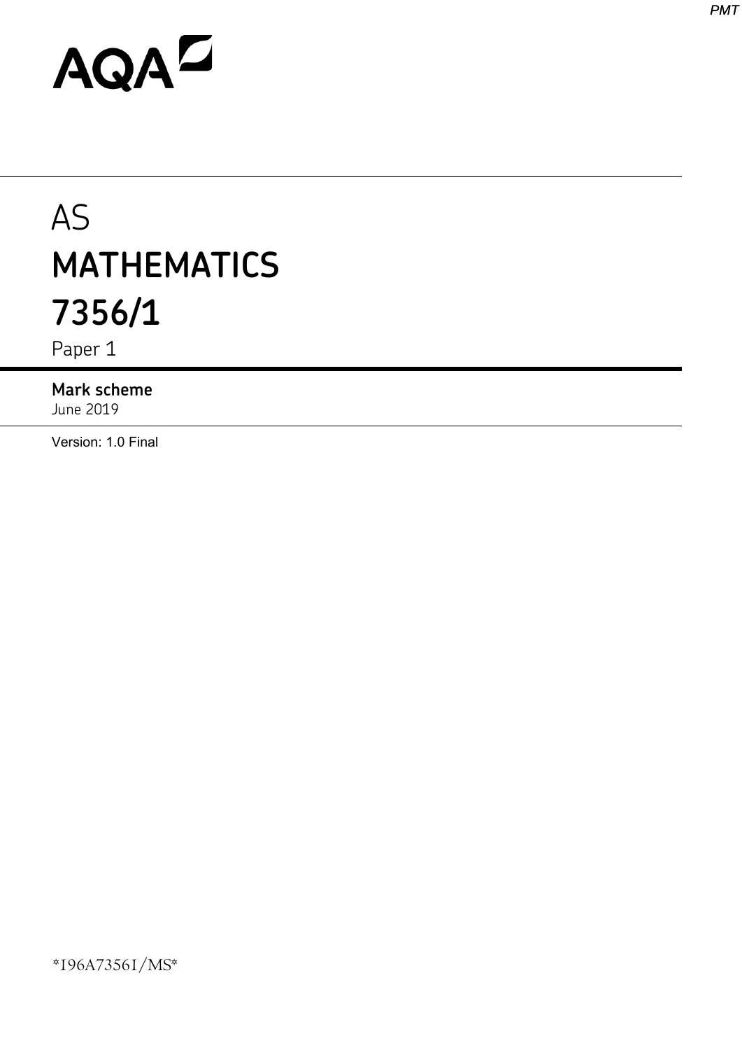AQA

# AS

# MATHEMATICS

# 7356/1

Paper 1

**Mark scheme**

June 2019

Version: 1.0 Final

*196A73561/MS*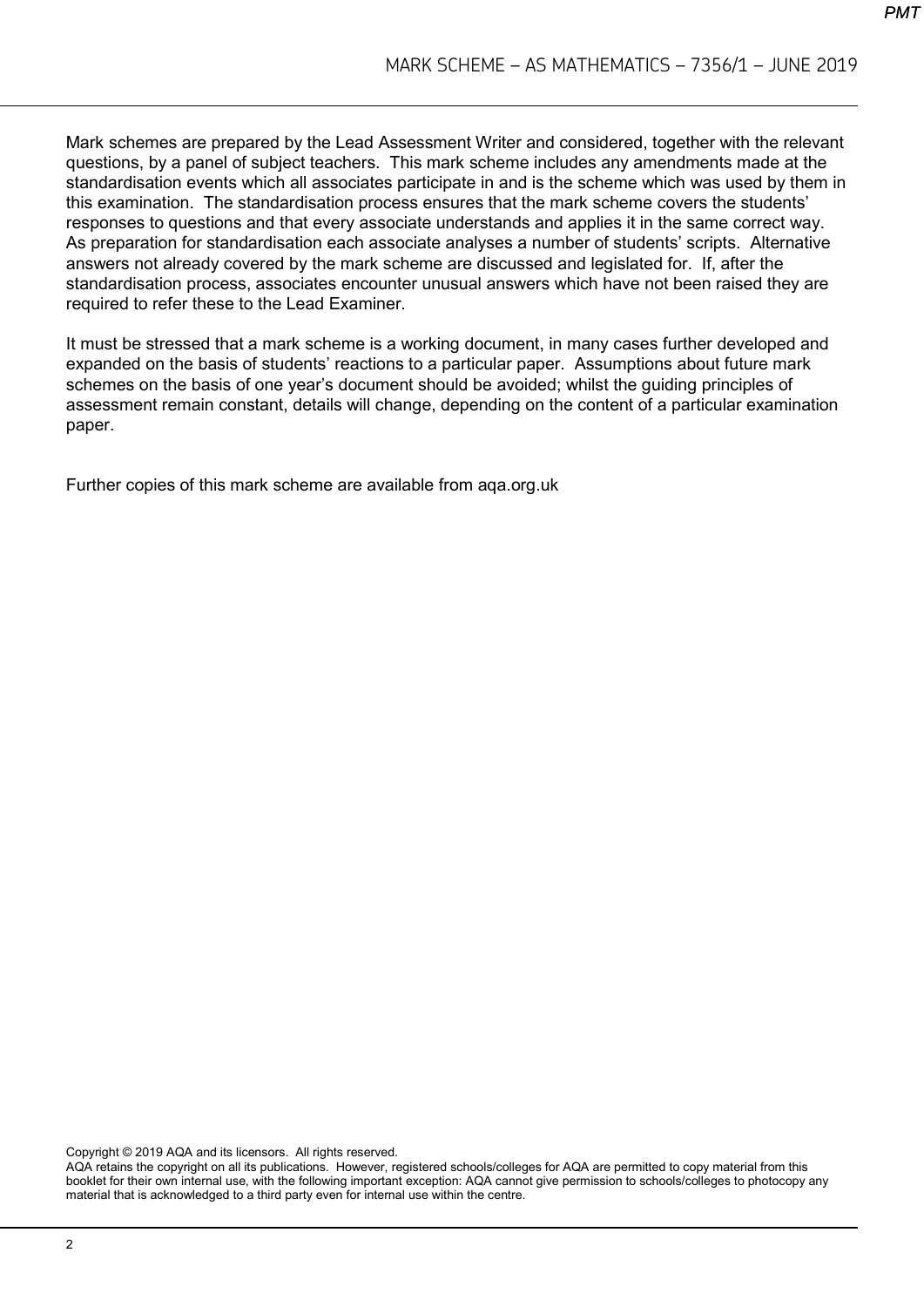Mark schemes are prepared by the Lead Assessment Writer and considered, together with the relevant questions, by a panel of subject teachers. This mark scheme includes any amendments made at the standardisation events which all associates participate in and is the scheme which was used by them in this examination. The standardisation process ensures that the mark scheme covers the students' responses to questions and that every associate understands and applies it in the same correct way. As preparation for standardisation each associate analyses a number of students' scripts. Alternative answers not already covered by the mark scheme are discussed and legislated for. If, after the standardisation process, associates encounter unusual answers which have not been raised they are required to refer these to the Lead Examiner.

It must be stressed that a mark scheme is a working document, in many cases further developed and expanded on the basis of students' reactions to a particular paper. Assumptions about future mark schemes on the basis of one year's document should be avoided; whilst the guiding principles of assessment remain constant, details will change, depending on the content of a particular examination paper.

Further copies of this mark scheme are available from aqa.org.uk

Copyright © 2019 AQA and its licensors. All rights reserved.
AQA retains the copyright on all its publications. However, registered schools/colleges for AQA are permitted to copy material from this booklet for their own internal use, with the following important exception: AQA cannot give permission to schools/colleges to photocopy any material that is acknowledged to a third party even for internal use within the centre.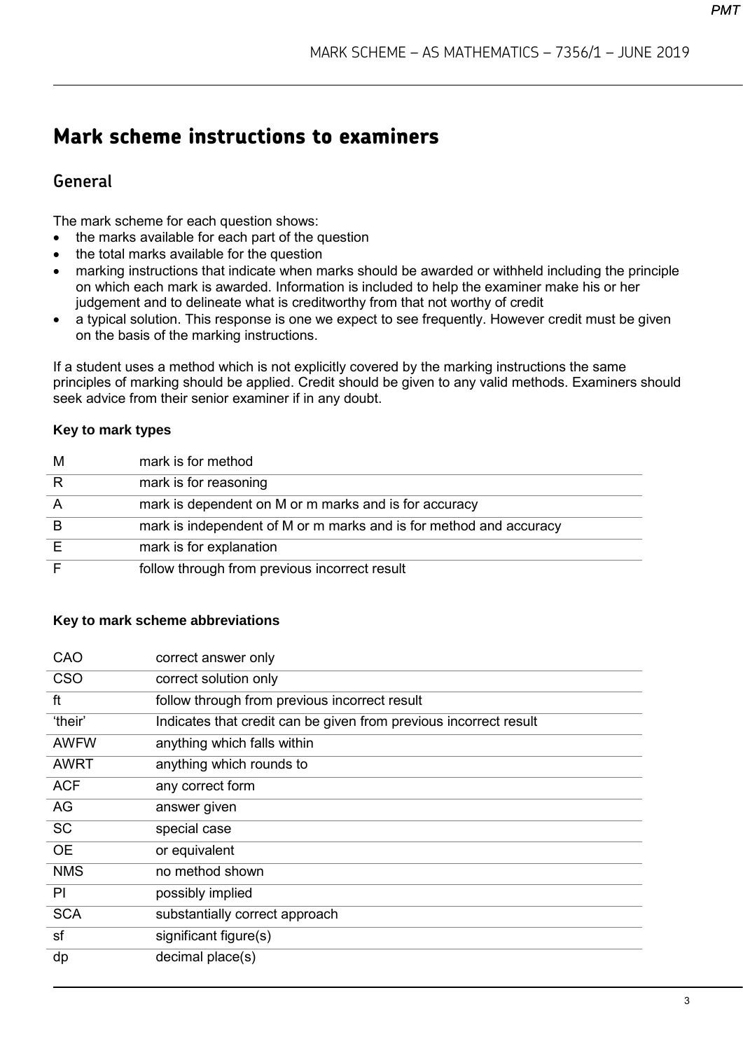# Mark scheme instructions to examiners

## General

The mark scheme for each question shows:

- the marks available for each part of the question
- the total marks available for the question
- marking instructions that indicate when marks should be awarded or withheld including the principle on which each mark is awarded. Information is included to help the examiner make his or her judgement and to delineate what is creditworthy from that not worthy of credit
- a typical solution. This response is one we expect to see frequently. However credit must be given on the basis of the marking instructions.

If a student uses a method which is not explicitly covered by the marking instructions the same principles of marking should be applied. Credit should be given to any valid methods. Examiners should seek advice from their senior examiner if in any doubt.

**Key to mark types**

| | |
|---|---|
| M | mark is for method |
| R | mark is for reasoning |
| A | mark is dependent on M or m marks and is for accuracy |
| B | mark is independent of M or m marks and is for method and accuracy |
| E | mark is for explanation |
| F | follow through from previous incorrect result |

**Key to mark scheme abbreviations**

| | |
|---|---|
| CAO | correct answer only |
| CSO | correct solution only |
| ft | follow through from previous incorrect result |
| 'their' | Indicates that credit can be given from previous incorrect result |
| AWFW | anything which falls within |
| AWRT | anything which rounds to |
| ACF | any correct form |
| AG | answer given |
| SC | special case |
| OE | or equivalent |
| NMS | no method shown |
| PI | possibly implied |
| SCA | substantially correct approach |
| sf | significant figure(s) |
| dp | decimal place(s) |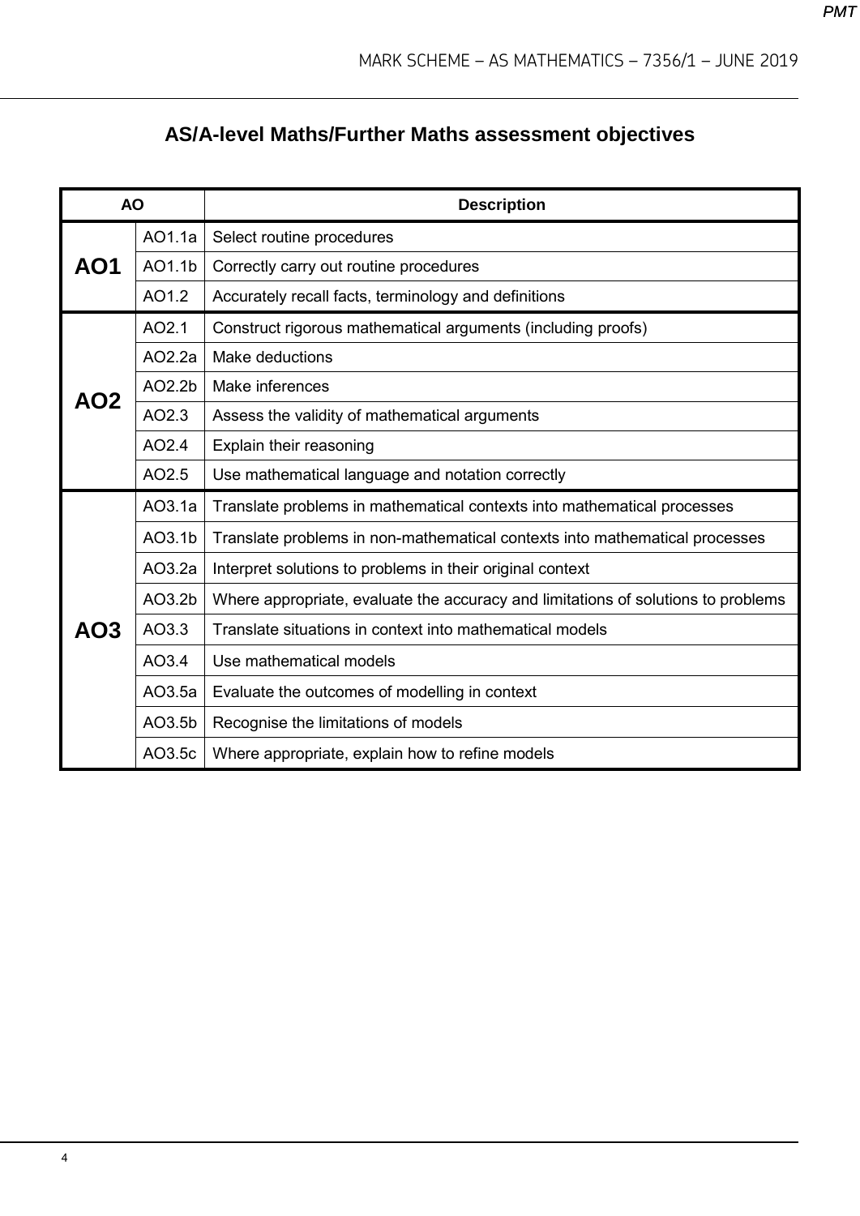## AS/A-level Maths/Further Maths assessment objectives

| AO | | Description |
|---|---|---|
| **AO1** | AO1.1a | Select routine procedures |
| | AO1.1b | Correctly carry out routine procedures |
| | AO1.2 | Accurately recall facts, terminology and definitions |
| **AO2** | AO2.1 | Construct rigorous mathematical arguments (including proofs) |
| | AO2.2a | Make deductions |
| | AO2.2b | Make inferences |
| | AO2.3 | Assess the validity of mathematical arguments |
| | AO2.4 | Explain their reasoning |
| | AO2.5 | Use mathematical language and notation correctly |
| **AO3** | AO3.1a | Translate problems in mathematical contexts into mathematical processes |
| | AO3.1b | Translate problems in non-mathematical contexts into mathematical processes |
| | AO3.2a | Interpret solutions to problems in their original context |
| | AO3.2b | Where appropriate, evaluate the accuracy and limitations of solutions to problems |
| | AO3.3 | Translate situations in context into mathematical models |
| | AO3.4 | Use mathematical models |
| | AO3.5a | Evaluate the outcomes of modelling in context |
| | AO3.5b | Recognise the limitations of models |
| | AO3.5c | Where appropriate, explain how to refine models |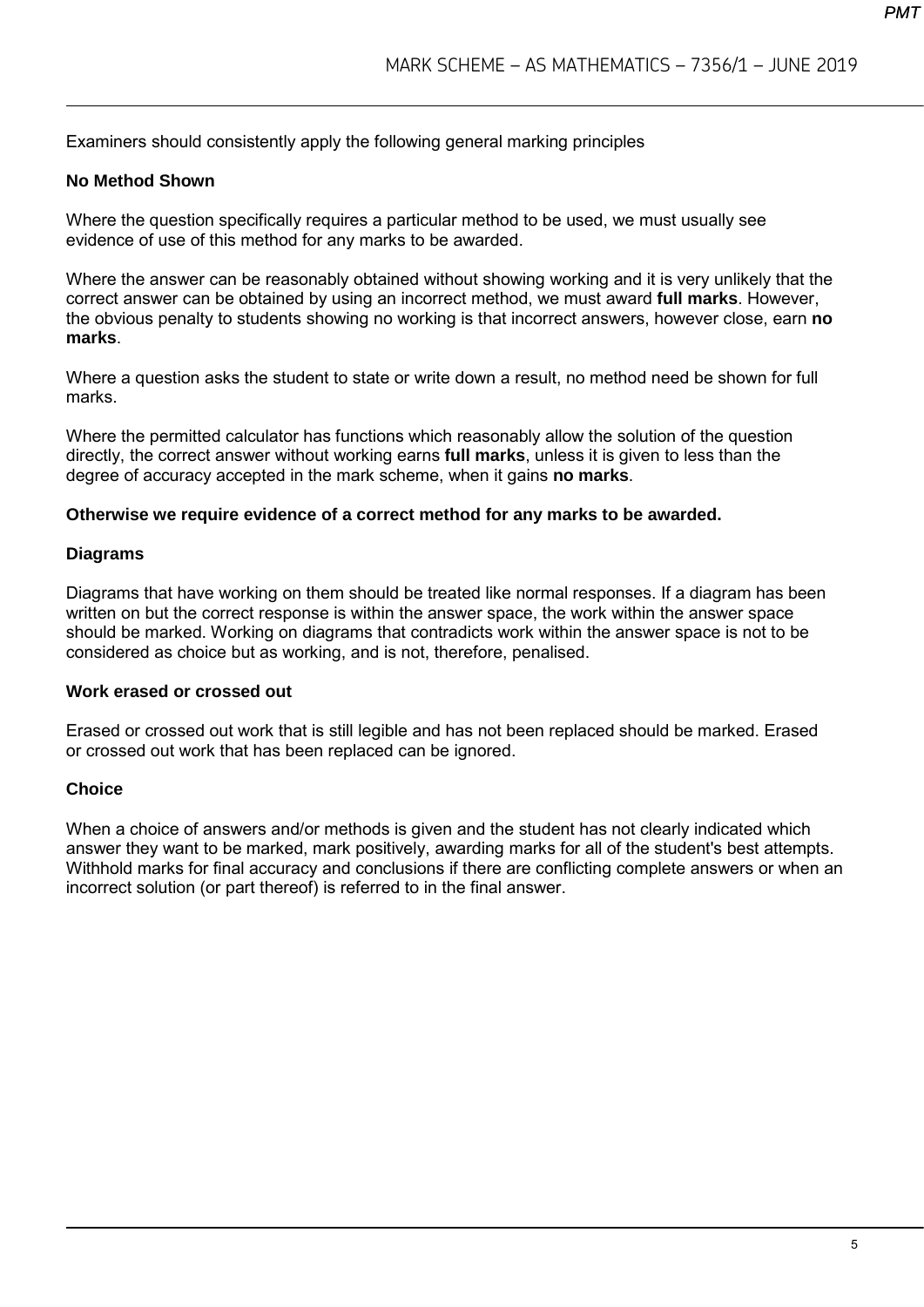Examiners should consistently apply the following general marking principles

**No Method Shown**

Where the question specifically requires a particular method to be used, we must usually see evidence of use of this method for any marks to be awarded.

Where the answer can be reasonably obtained without showing working and it is very unlikely that the correct answer can be obtained by using an incorrect method, we must award **full marks**. However, the obvious penalty to students showing no working is that incorrect answers, however close, earn **no marks**.

Where a question asks the student to state or write down a result, no method need be shown for full marks.

Where the permitted calculator has functions which reasonably allow the solution of the question directly, the correct answer without working earns **full marks**, unless it is given to less than the degree of accuracy accepted in the mark scheme, when it gains **no marks**.

**Otherwise we require evidence of a correct method for any marks to be awarded.**

**Diagrams**

Diagrams that have working on them should be treated like normal responses. If a diagram has been written on but the correct response is within the answer space, the work within the answer space should be marked. Working on diagrams that contradicts work within the answer space is not to be considered as choice but as working, and is not, therefore, penalised.

**Work erased or crossed out**

Erased or crossed out work that is still legible and has not been replaced should be marked. Erased or crossed out work that has been replaced can be ignored.

**Choice**

When a choice of answers and/or methods is given and the student has not clearly indicated which answer they want to be marked, mark positively, awarding marks for all of the student's best attempts. Withhold marks for final accuracy and conclusions if there are conflicting complete answers or when an incorrect solution (or part thereof) is referred to in the final answer.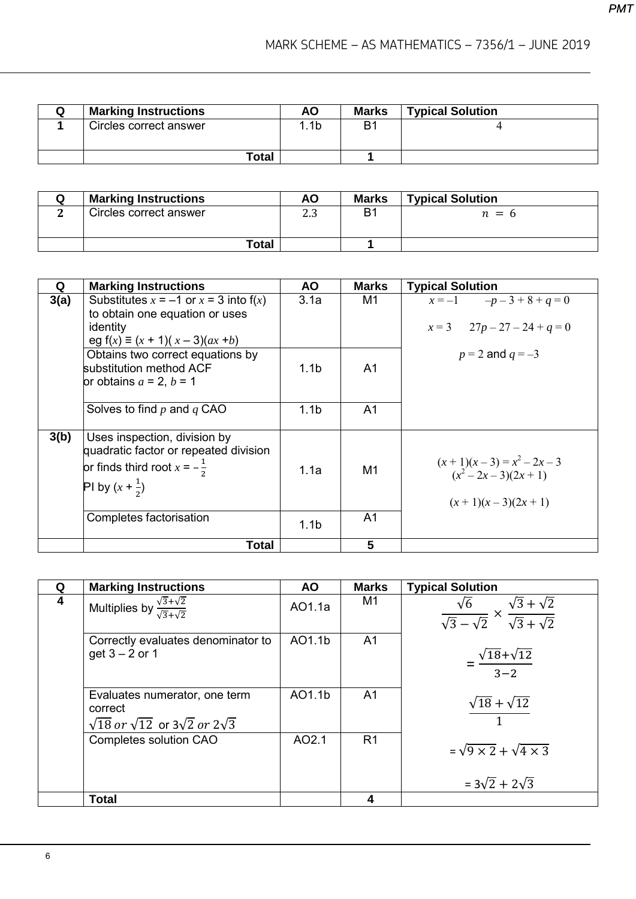| Q | Marking Instructions | AO | Marks | Typical Solution |
|---|---|---|---|---|
| **1** | Circles correct answer | 1.1b | B1 | 4 |
| | **Total** | | **1** | |

| Q | Marking Instructions | AO | Marks | Typical Solution |
|---|---|---|---|---|
| **2** | Circles correct answer | 2.3 | B1 | $n = 6$ |
| | **Total** | | **1** | |

| Q | Marking Instructions | AO | Marks | Typical Solution |
|---|---|---|---|---|
| **3(a)** | Substitutes $x = -1$ or $x = 3$ into f($x$) to obtain one equation or uses identity eg $f(x) \equiv (x + 1)(x - 3)(ax + b)$ | 3.1a | M1 | $x = -1 \quad -p - 3 + 8 + q = 0$<br><br>$x = 3 \quad 27p - 27 - 24 + q = 0$<br><br>$p = 2$ and $q = -3$ |
| | Obtains two correct equations by substitution method ACF or obtains $a = 2$, $b = 1$ | 1.1b | A1 | |
| | Solves to find $p$ and $q$ CAO | 1.1b | A1 | |
| **3(b)** | Uses inspection, division by quadratic factor or repeated division or finds third root $x = -\frac{1}{2}$<br>PI by $(x + \frac{1}{2})$ | 1.1a | M1 | $(x + 1)(x - 3) = x^2 - 2x - 3$<br>$(x^2 - 2x - 3)(2x + 1)$<br><br>$(x + 1)(x - 3)(2x + 1)$ |
| | Completes factorisation | 1.1b | A1 | |
| | **Total** | | **5** | |

| Q | Marking Instructions | AO | Marks | Typical Solution |
|---|---|---|---|---|
| **4** | Multiplies by $\frac{\sqrt{3}+\sqrt{2}}{\sqrt{3}+\sqrt{2}}$ | AO1.1a | M1 | $\frac{\sqrt{6}}{\sqrt{3}-\sqrt{2}} \times \frac{\sqrt{3}+\sqrt{2}}{\sqrt{3}+\sqrt{2}}$<br><br>$= \frac{\sqrt{18}+\sqrt{12}}{3-2}$<br><br>$\frac{\sqrt{18}+\sqrt{12}}{1}$<br><br>$= \sqrt{9 \times 2} + \sqrt{4 \times 3}$<br><br>$= 3\sqrt{2} + 2\sqrt{3}$ |
| | Correctly evaluates denominator to get $3 - 2$ or 1 | AO1.1b | A1 | |
| | Evaluates numerator, one term correct<br>$\sqrt{18}$ or $\sqrt{12}$ or $3\sqrt{2}$ or $2\sqrt{3}$ | AO1.1b | A1 | |
| | Completes solution CAO | AO2.1 | R1 | |
| | **Total** | | **4** | |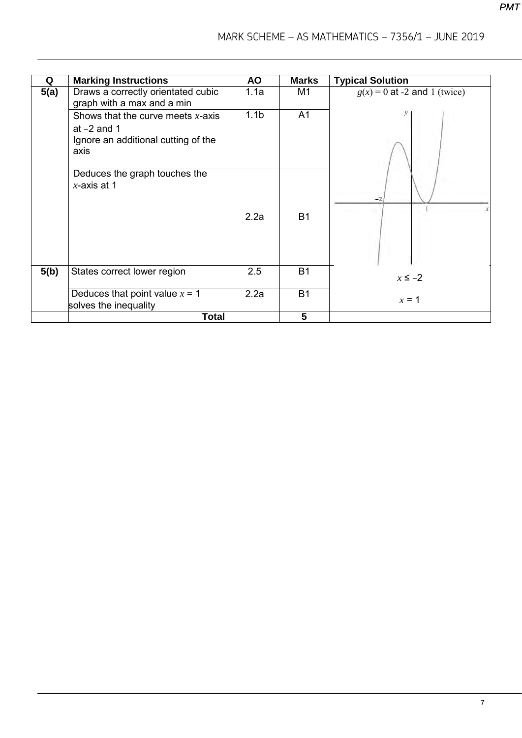| Q | Marking Instructions | AO | Marks | Typical Solution |
|---|---|---|---|---|
| **5(a)** | Draws a correctly orientated cubic graph with a max and a min | 1.1a | M1 | $g(x) = 0$ at -2 and 1 (twice) |
| | Shows that the curve meets $x$-axis at −2 and 1<br>Ignore an additional cutting of the axis | 1.1b | A1 | |
| | Deduces the graph touches the $x$-axis at 1 | 2.2a | B1 | |
| **5(b)** | States correct lower region | 2.5 | B1 | $x \leq -2$ |
| | Deduces that point value $x = 1$ solves the inequality | 2.2a | B1 | $x = 1$ |
| | **Total** | | **5** | |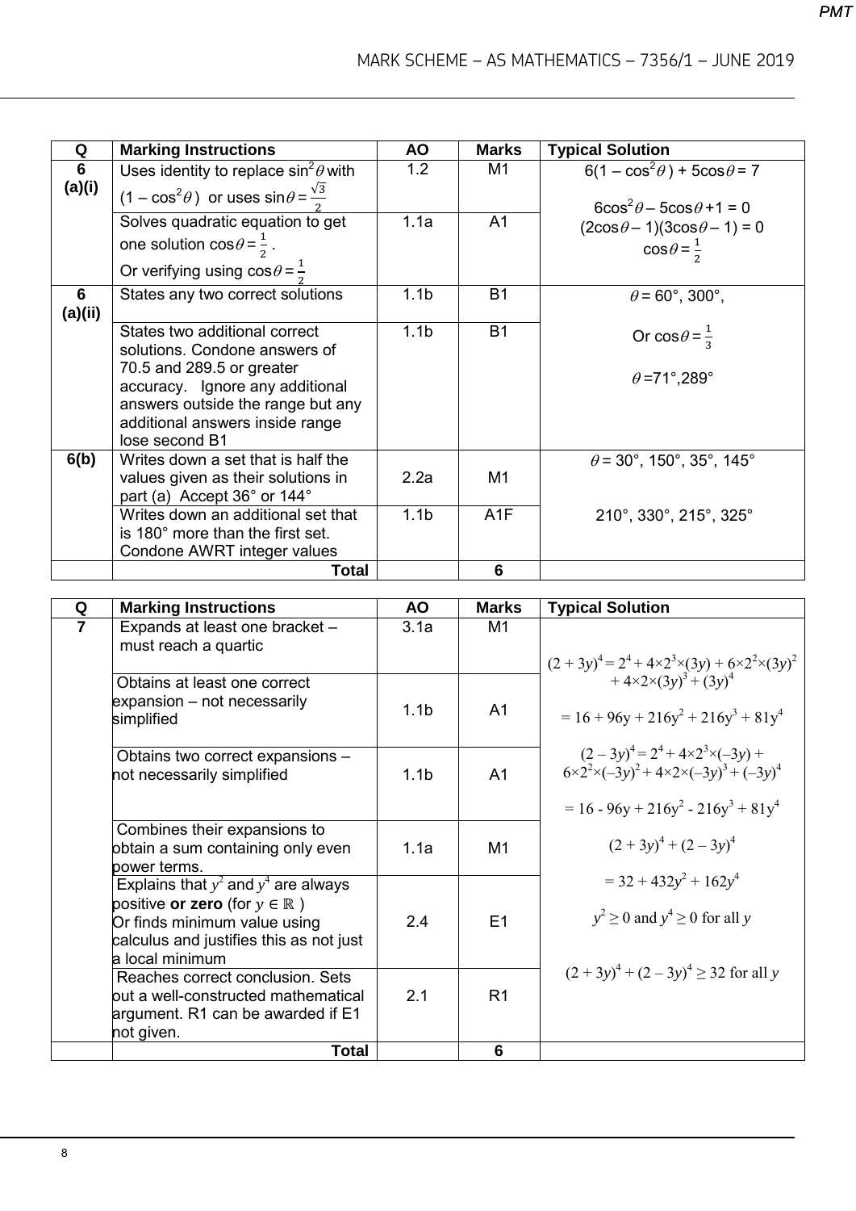| Q | Marking Instructions | AO | Marks | Typical Solution |
|---|---|---|---|---|
| 6 (a)(i) | Uses identity to replace $\sin^2\theta$ with $(1 - \cos^2\theta)$ or uses $\sin\theta = \frac{\sqrt{3}}{2}$ | 1.2 | M1 | $6(1 - \cos^2\theta) + 5\cos\theta = 7$ <br> $6\cos^2\theta - 5\cos\theta + 1 = 0$ <br> $(2\cos\theta - 1)(3\cos\theta - 1) = 0$ <br> $\cos\theta = \frac{1}{2}$ |
| | Solves quadratic equation to get one solution $\cos\theta = \frac{1}{2}$. Or verifying using $\cos\theta = \frac{1}{2}$ | 1.1a | A1 | |
| 6 (a)(ii) | States any two correct solutions | 1.1b | B1 | $\theta = 60°, 300°$, <br> Or $\cos\theta = \frac{1}{3}$ <br> $\theta = 71°, 289°$ |
| | States two additional correct solutions. Condone answers of 70.5 and 289.5 or greater accuracy. Ignore any additional answers outside the range but any additional answers inside range lose second B1 | 1.1b | B1 | |
| 6(b) | Writes down a set that is half the values given as their solutions in part (a) Accept 36° or 144° | 2.2a | M1 | $\theta = 30°, 150°, 35°, 145°$ |
| | Writes down an additional set that is 180° more than the first set. Condone AWRT integer values | 1.1b | A1F | 210°, 330°, 215°, 325° |
| | **Total** | | **6** | |

| Q | Marking Instructions | AO | Marks | Typical Solution |
|---|---|---|---|---|
| 7 | Expands at least one bracket – must reach a quartic | 3.1a | M1 | $(2 + 3y)^4 = 2^4 + 4\times2^3\times(3y) + 6\times2^2\times(3y)^2 + 4\times2\times(3y)^3 + (3y)^4$ <br> $= 16 + 96y + 216y^2 + 216y^3 + 81y^4$ <br> $(2 - 3y)^4 = 2^4 + 4\times2^3\times(-3y) + 6\times2^2\times(-3y)^2 + 4\times2\times(-3y)^3 + (-3y)^4$ <br> $= 16 - 96y + 216y^2 - 216y^3 + 81y^4$ <br> $(2 + 3y)^4 + (2 - 3y)^4$ <br> $= 32 + 432y^2 + 162y^4$ <br> $y^2 \geq 0$ and $y^4 \geq 0$ for all $y$ <br> $(2 + 3y)^4 + (2 - 3y)^4 \geq 32$ for all $y$ |
| | Obtains at least one correct expansion – not necessarily simplified | 1.1b | A1 | |
| | Obtains two correct expansions – not necessarily simplified | 1.1b | A1 | |
| | Combines their expansions to obtain a sum containing only even power terms. | 1.1a | M1 | |
| | Explains that $y^2$ and $y^4$ are always positive **or zero** (for $y \in \mathbb{R}$) Or finds minimum value using calculus and justifies this as not just a local minimum | 2.4 | E1 | |
| | Reaches correct conclusion. Sets out a well-constructed mathematical argument. R1 can be awarded if E1 not given. | 2.1 | R1 | |
| | **Total** | | **6** | |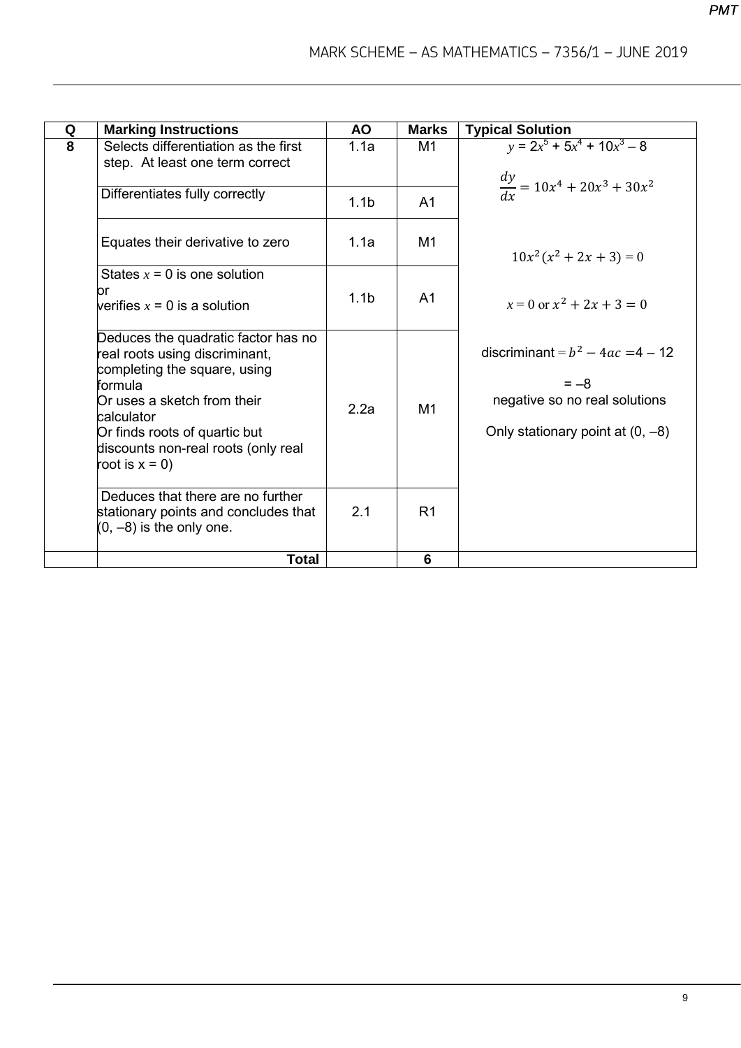| Q | Marking Instructions | AO | Marks | Typical Solution |
|---|---|---|---|---|
| 8 | Selects differentiation as the first step. At least one term correct | 1.1a | M1 | $y = 2x^5 + 5x^4 + 10x^3 - 8$ |
| | Differentiates fully correctly | 1.1b | A1 | $\frac{dy}{dx} = 10x^4 + 20x^3 + 30x^2$ |
| | Equates their derivative to zero | 1.1a | M1 | $10x^2(x^2 + 2x + 3) = 0$ |
| | States $x = 0$ is one solution or verifies $x = 0$ is a solution | 1.1b | A1 | $x = 0$ or $x^2 + 2x + 3 = 0$ |
| | Deduces the quadratic factor has no real roots using discriminant, completing the square, using formula Or uses a sketch from their calculator Or finds roots of quartic but discounts non-real roots (only real root is $x = 0$) | 2.2a | M1 | discriminant $= b^2 - 4ac = 4 - 12$ $= -8$ negative so no real solutions Only stationary point at $(0, -8)$ |
| | Deduces that there are no further stationary points and concludes that $(0, -8)$ is the only one. | 2.1 | R1 | |
| | **Total** | | **6** | |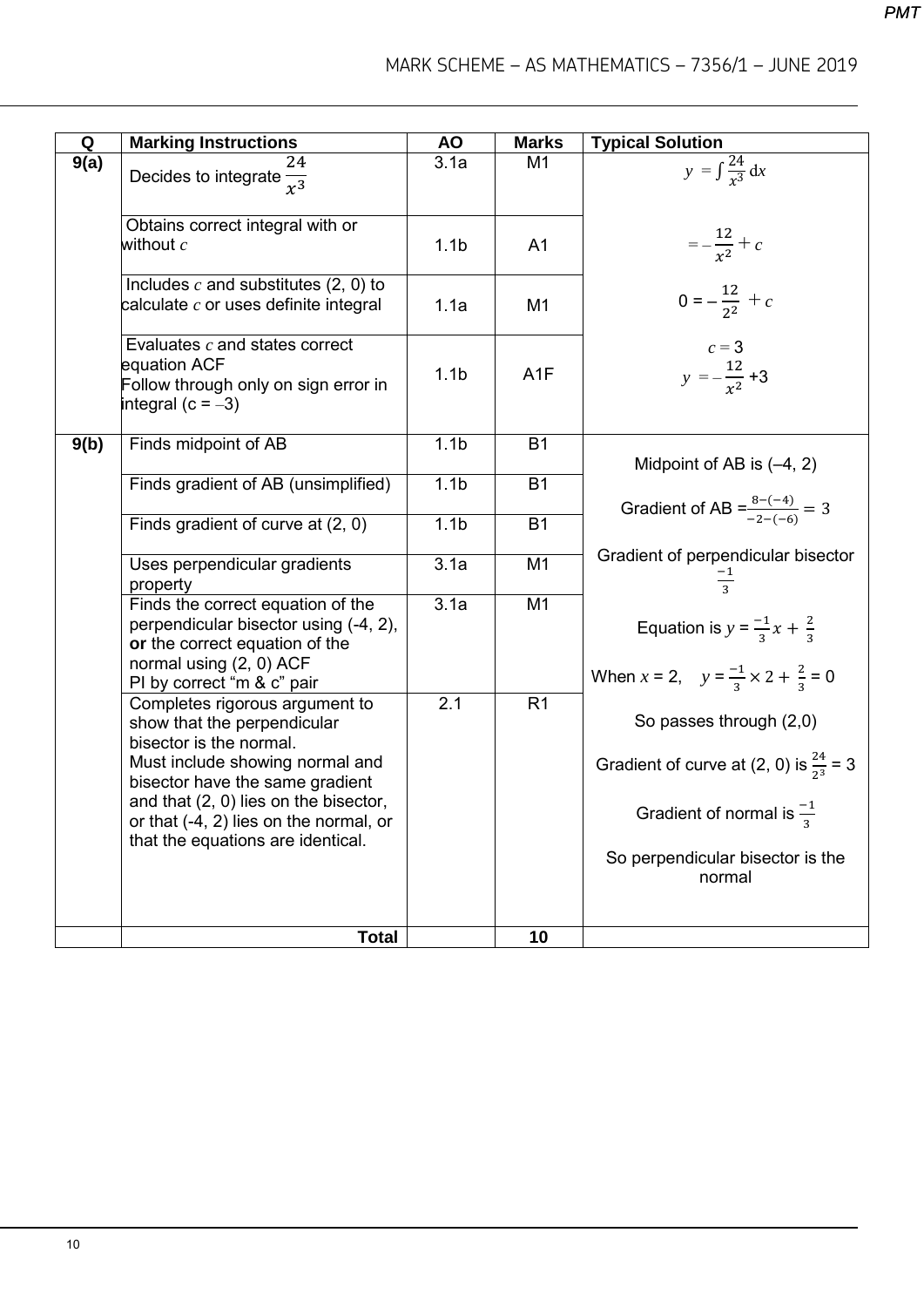| Q | Marking Instructions | AO | Marks | Typical Solution |
|---|---|---|---|---|
| 9(a) | Decides to integrate $\frac{24}{x^3}$ | 3.1a | M1 | $y = \int \frac{24}{x^3}\,dx$ |
| | Obtains correct integral with or without $c$ | 1.1b | A1 | $= -\frac{12}{x^2} + c$ |
| | Includes $c$ and substitutes (2, 0) to calculate $c$ or uses definite integral | 1.1a | M1 | $0 = -\frac{12}{2^2} + c$ |
| | Evaluates $c$ and states correct equation ACF<br>Follow through only on sign error in integral ($c = -3$) | 1.1b | A1F | $c = 3$<br>$y = -\frac{12}{x^2} + 3$ |
| 9(b) | Finds midpoint of AB | 1.1b | B1 | Midpoint of AB is (–4, 2) |
| | Finds gradient of AB (unsimplified) | 1.1b | B1 | Gradient of AB $= \frac{8-(-4)}{-2-(-6)} = 3$ |
| | Finds gradient of curve at (2, 0) | 1.1b | B1 | Gradient of perpendicular bisector $\frac{-1}{3}$ |
| | Uses perpendicular gradients property | 3.1a | M1 | |
| | Finds the correct equation of the perpendicular bisector using (-4, 2), **or** the correct equation of the normal using (2, 0) ACF<br>PI by correct "m & c" pair | 3.1a | M1 | Equation is $y = \frac{-1}{3}x + \frac{2}{3}$<br>When $x = 2$, $y = \frac{-1}{3} \times 2 + \frac{2}{3} = 0$ |
| | Completes rigorous argument to show that the perpendicular bisector is the normal.<br>Must include showing normal and bisector have the same gradient and that (2, 0) lies on the bisector, or that (-4, 2) lies on the normal, or that the equations are identical. | 2.1 | R1 | So passes through (2,0)<br>Gradient of curve at (2, 0) is $\frac{24}{2^3} = 3$<br>Gradient of normal is $\frac{-1}{3}$<br>So perpendicular bisector is the normal |
| | **Total** | | **10** | |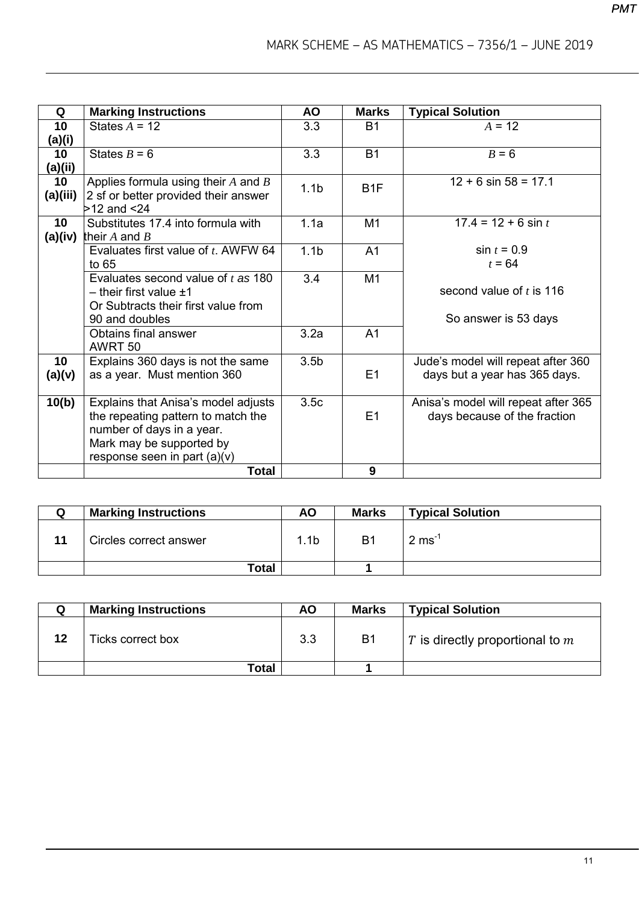| Q | Marking Instructions | AO | Marks | Typical Solution |
|---|---|---|---|---|
| **10 (a)(i)** | States $A$ = 12 | 3.3 | B1 | $A$ = 12 |
| **10 (a)(ii)** | States $B$ = 6 | 3.3 | B1 | $B$ = 6 |
| **10 (a)(iii)** | Applies formula using their $A$ and $B$ 2 sf or better provided their answer >12 and <24 | 1.1b | B1F | 12 + 6 sin 58 = 17.1 |
| **10 (a)(iv)** | Substitutes 17.4 into formula with their $A$ and $B$ | 1.1a | M1 | 17.4 = 12 + 6 sin $t$ |
| | Evaluates first value of $t$. AWFW 64 to 65 | 1.1b | A1 | sin $t$ = 0.9<br>$t$ = 64 |
| | Evaluates second value of $t$ *as* 180 – their first value ±1<br>Or Subtracts their first value from 90 and doubles | 3.4 | M1 | second value of $t$ is 116 |
| | Obtains final answer<br>AWRT 50 | 3.2a | A1 | So answer is 53 days |
| **10 (a)(v)** | Explains 360 days is not the same as a year. Must mention 360 | 3.5b | E1 | Jude's model will repeat after 360 days but a year has 365 days. |
| **10(b)** | Explains that Anisa's model adjusts the repeating pattern to match the number of days in a year.<br>Mark may be supported by response seen in part (a)(v) | 3.5c | E1 | Anisa's model will repeat after 365 days because of the fraction |
| | **Total** | | **9** | |

| Q | Marking Instructions | AO | Marks | Typical Solution |
|---|---|---|---|---|
| **11** | Circles correct answer | 1.1b | B1 | 2 $\text{ms}^{-1}$ |
| | **Total** | | **1** | |

| Q | Marking Instructions | AO | Marks | Typical Solution |
|---|---|---|---|---|
| **12** | Ticks correct box | 3.3 | B1 | $T$ is directly proportional to $m$ |
| | **Total** | | **1** | |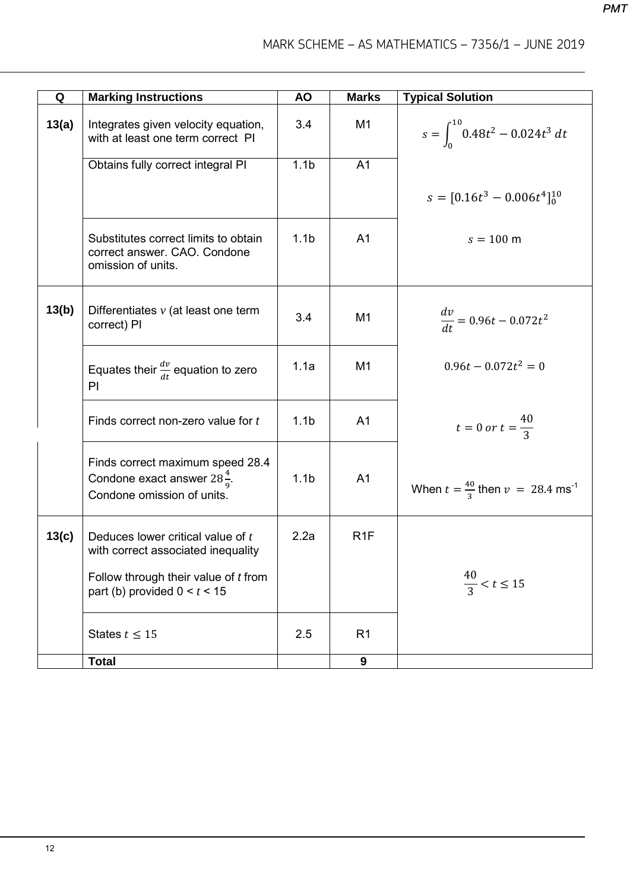| Q | Marking Instructions | AO | Marks | Typical Solution |
|---|---|---|---|---|
| **13(a)** | Integrates given velocity equation, with at least one term correct PI | 3.4 | M1 | $s = \int_0^{10} 0.48t^2 - 0.024t^3 \, dt$ |
| | Obtains fully correct integral PI | 1.1b | A1 | $s = [0.16t^3 - 0.006t^4]_0^{10}$ |
| | Substitutes correct limits to obtain correct answer. CAO. Condone omission of units. | 1.1b | A1 | $s = 100$ m |
| **13(b)** | Differentiates $v$ (at least one term correct) PI | 3.4 | M1 | $\frac{dv}{dt} = 0.96t - 0.072t^2$ |
| | Equates their $\frac{dv}{dt}$ equation to zero PI | 1.1a | M1 | $0.96t - 0.072t^2 = 0$ |
| | Finds correct non-zero value for $t$ | 1.1b | A1 | $t = 0 \text{ or } t = \frac{40}{3}$ |
| | Finds correct maximum speed 28.4 Condone exact answer $28\frac{4}{9}$. Condone omission of units. | 1.1b | A1 | When $t = \frac{40}{3}$ then $v = 28.4$ ms$^{-1}$ |
| **13(c)** | Deduces lower critical value of $t$ with correct associated inequality<br><br>Follow through their value of $t$ from part (b) provided $0 < t < 15$ | 2.2a | R1F | $\frac{40}{3} < t \leq 15$ |
| | States $t \leq 15$ | 2.5 | R1 | |
| | **Total** | | **9** | |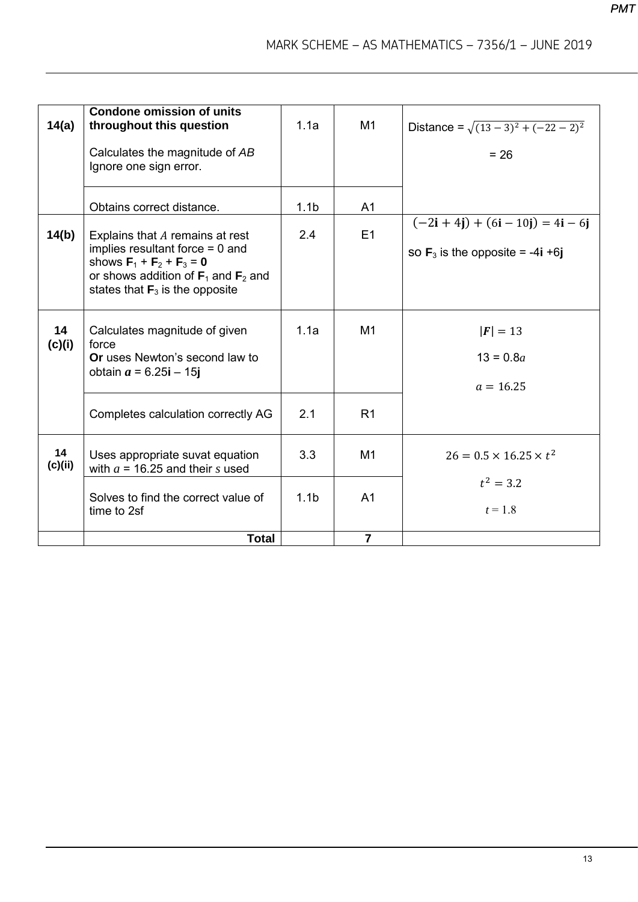| | | | | |
|---|---|---|---|---|
| **14(a)** | **Condone omission of units throughout this question**<br><br>Calculates the magnitude of *AB*<br>Ignore one sign error. | 1.1a | M1 | Distance = $\sqrt{(13-3)^2+(-22-2)^2}$<br><br>= 26 |
| | Obtains correct distance. | 1.1b | A1 | |
| **14(b)** | Explains that $A$ remains at rest implies resultant force = 0 and shows $\mathbf{F}_1 + \mathbf{F}_2 + \mathbf{F}_3 = \mathbf{0}$<br>or shows addition of $\mathbf{F}_1$ and $\mathbf{F}_2$ and states that $\mathbf{F}_3$ is the opposite | 2.4 | E1 | $(-2\mathbf{i}+4\mathbf{j})+(6\mathbf{i}-10\mathbf{j})=4\mathbf{i}-6\mathbf{j}$<br><br>so $\mathbf{F}_3$ is the opposite = $-4\mathbf{i}+6\mathbf{j}$ |
| **14 (c)(i)** | Calculates magnitude of given force<br>**Or** uses Newton's second law to obtain $\boldsymbol{a} = 6.25\mathbf{i} - 15\mathbf{j}$ | 1.1a | M1 | $\lvert\boldsymbol{F}\rvert = 13$<br><br>$13 = 0.8a$<br><br>$a = 16.25$ |
| | Completes calculation correctly AG | 2.1 | R1 | |
| **14 (c)(ii)** | Uses appropriate suvat equation with $a$ = 16.25 and their $s$ used | 3.3 | M1 | $26 = 0.5 \times 16.25 \times t^2$<br><br>$t^2 = 3.2$<br><br>$t = 1.8$ |
| | Solves to find the correct value of time to 2sf | 1.1b | A1 | |
| | **Total** | | **7** | |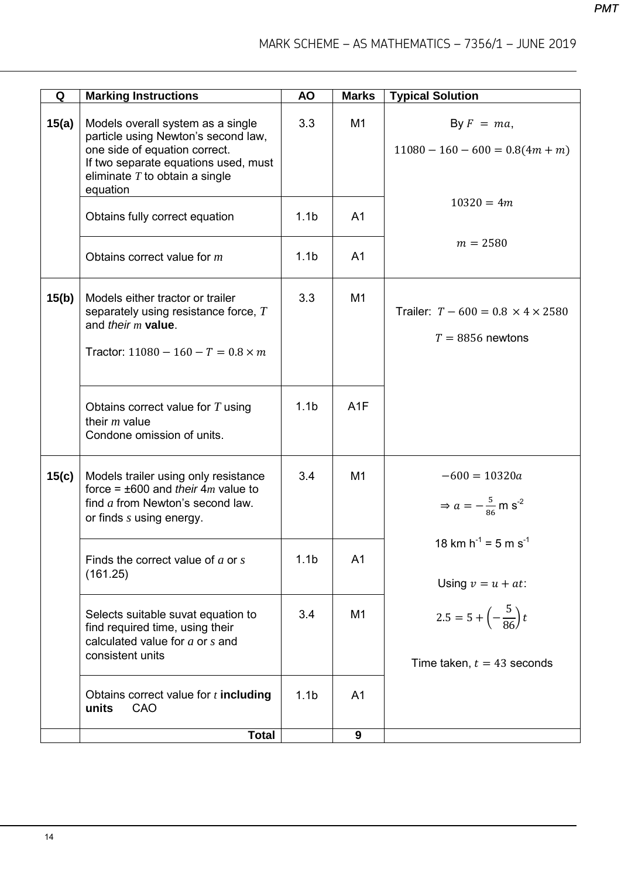| Q | Marking Instructions | AO | Marks | Typical Solution |
|---|---|---|---|---|
| 15(a) | Models overall system as a single particle using Newton's second law, one side of equation correct. If two separate equations used, must eliminate $T$ to obtain a single equation | 3.3 | M1 | By $F = ma$, $11080 - 160 - 600 = 0.8(4m + m)$ |
| | Obtains fully correct equation | 1.1b | A1 | $10320 = 4m$ |
| | Obtains correct value for $m$ | 1.1b | A1 | $m = 2580$ |
| 15(b) | Models either tractor or trailer separately using resistance force, $T$ and *their* $m$ **value**. Tractor: $11080 - 160 - T = 0.8 \times m$ | 3.3 | M1 | Trailer: $T - 600 = 0.8 \times 4 \times 2580$ $T = 8856$ newtons |
| | Obtains correct value for $T$ using their $m$ value Condone omission of units. | 1.1b | A1F | |
| 15(c) | Models trailer using only resistance force = ±600 and *their* $4m$ value to find $a$ from Newton's second law. or finds $s$ using energy. | 3.4 | M1 | $-600 = 10320a$ $\Rightarrow a = -\frac{5}{86}$ m s$^{-2}$ |
| | Finds the correct value of $a$ or $s$ (161.25) | 1.1b | A1 | 18 km h$^{-1}$ = 5 m s$^{-1}$ |
| | Selects suitable suvat equation to find required time, using their calculated value for $a$ or $s$ and consistent units | 3.4 | M1 | Using $v = u + at$: $2.5 = 5 + \left(-\frac{5}{86}\right)t$ |
| | Obtains correct value for $t$ **including units** CAO | 1.1b | A1 | Time taken, $t = 43$ seconds |
| | **Total** | | 9 | |